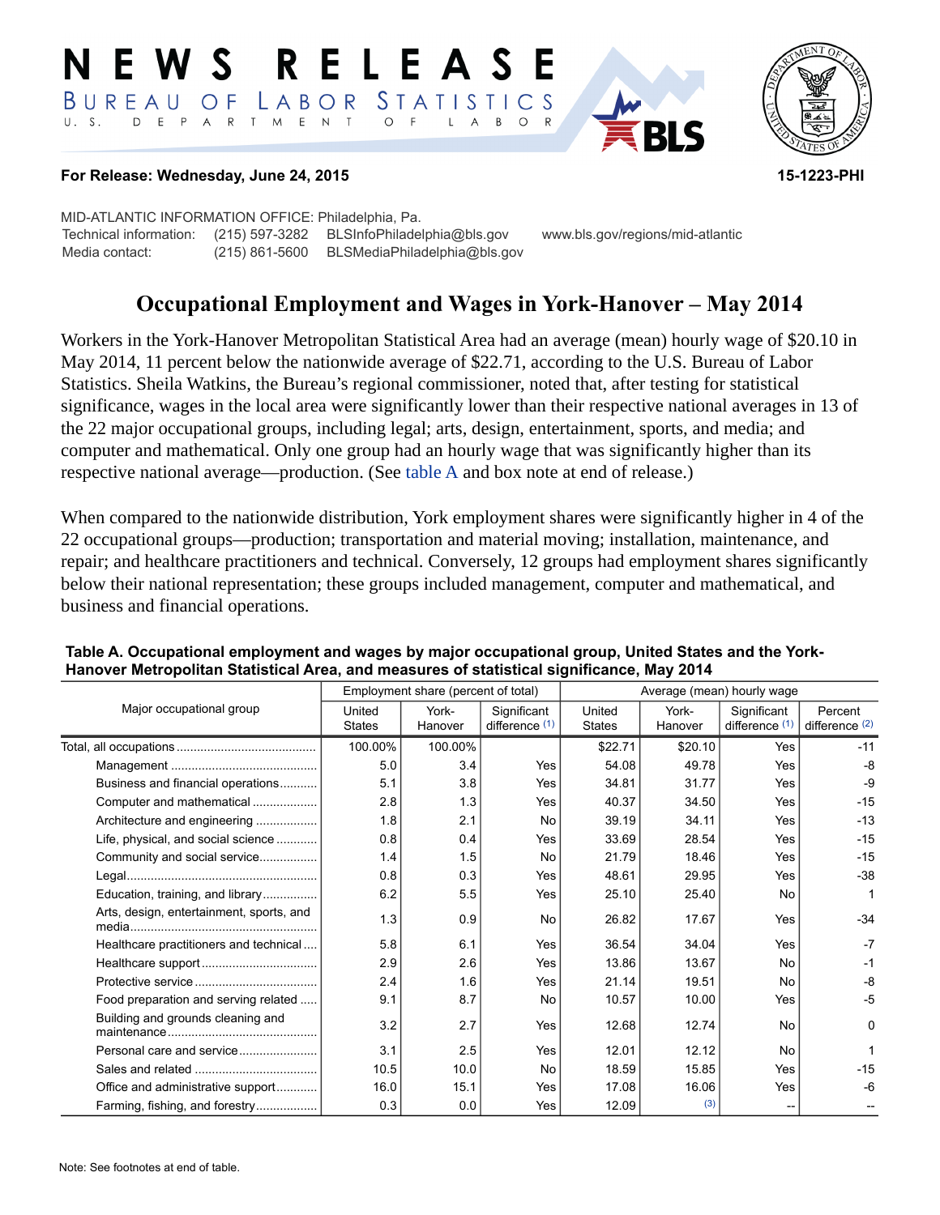# NEWS RELEASE

BUREAU OF LABOR STATISTICS

U. S. DEPARTMENT OF LABOR

**For Release: Wednesday, June 24, 2015** **15-1223-PHI**

MID-ATLANTIC INFORMATION OFFICE: Philadelphia, Pa.

Technical information: (215) 597-3282 BLSInfoPhiladelphia@bls.gov www.bls.gov/regions/mid-atlantic

Media contact: (215) 861-5600 BLSMediaPhiladelphia@bls.gov

## Occupational Employment and Wages in York-Hanover – May 2014

Workers in the York-Hanover Metropolitan Statistical Area had an average (mean) hourly wage of $20.10 in May 2014, 11 percent below the nationwide average of $22.71, according to the U.S. Bureau of Labor Statistics. Sheila Watkins, the Bureau's regional commissioner, noted that, after testing for statistical significance, wages in the local area were significantly lower than their respective national averages in 13 of the 22 major occupational groups, including legal; arts, design, entertainment, sports, and media; and computer and mathematical. Only one group had an hourly wage that was significantly higher than its respective national average—production. (See table A and box note at end of release.)

When compared to the nationwide distribution, York employment shares were significantly higher in 4 of the 22 occupational groups—production; transportation and material moving; installation, maintenance, and repair; and healthcare practitioners and technical. Conversely, 12 groups had employment shares significantly below their national representation; these groups included management, computer and mathematical, and business and financial operations.

**Table A. Occupational employment and wages by major occupational group, United States and the York-Hanover Metropolitan Statistical Area, and measures of statistical significance, May 2014**

| Major occupational group | Employment share (percent of total) | | | Average (mean) hourly wage | | | |
|---|---|---|---|---|---|---|---|
| | United States | York-Hanover | Significant difference (1) | United States | York-Hanover | Significant difference (1) | Percent difference (2) |
| Total, all occupations | 100.00% | 100.00% | | $22.71 | $20.10 | Yes | -11 |
| Management | 5.0 | 3.4 | Yes | 54.08 | 49.78 | Yes | -8 |
| Business and financial operations | 5.1 | 3.8 | Yes | 34.81 | 31.77 | Yes | -9 |
| Computer and mathematical | 2.8 | 1.3 | Yes | 40.37 | 34.50 | Yes | -15 |
| Architecture and engineering | 1.8 | 2.1 | No | 39.19 | 34.11 | Yes | -13 |
| Life, physical, and social science | 0.8 | 0.4 | Yes | 33.69 | 28.54 | Yes | -15 |
| Community and social service | 1.4 | 1.5 | No | 21.79 | 18.46 | Yes | -15 |
| Legal | 0.8 | 0.3 | Yes | 48.61 | 29.95 | Yes | -38 |
| Education, training, and library | 6.2 | 5.5 | Yes | 25.10 | 25.40 | No | 1 |
| Arts, design, entertainment, sports, and media | 1.3 | 0.9 | No | 26.82 | 17.67 | Yes | -34 |
| Healthcare practitioners and technical | 5.8 | 6.1 | Yes | 36.54 | 34.04 | Yes | -7 |
| Healthcare support | 2.9 | 2.6 | Yes | 13.86 | 13.67 | No | -1 |
| Protective service | 2.4 | 1.6 | Yes | 21.14 | 19.51 | No | -8 |
| Food preparation and serving related | 9.1 | 8.7 | No | 10.57 | 10.00 | Yes | -5 |
| Building and grounds cleaning and maintenance | 3.2 | 2.7 | Yes | 12.68 | 12.74 | No | 0 |
| Personal care and service | 3.1 | 2.5 | Yes | 12.01 | 12.12 | No | 1 |
| Sales and related | 10.5 | 10.0 | No | 18.59 | 15.85 | Yes | -15 |
| Office and administrative support | 16.0 | 15.1 | Yes | 17.08 | 16.06 | Yes | -6 |
| Farming, fishing, and forestry | 0.3 | 0.0 | Yes | 12.09 | (3) | -- | -- |

Note: See footnotes at end of table.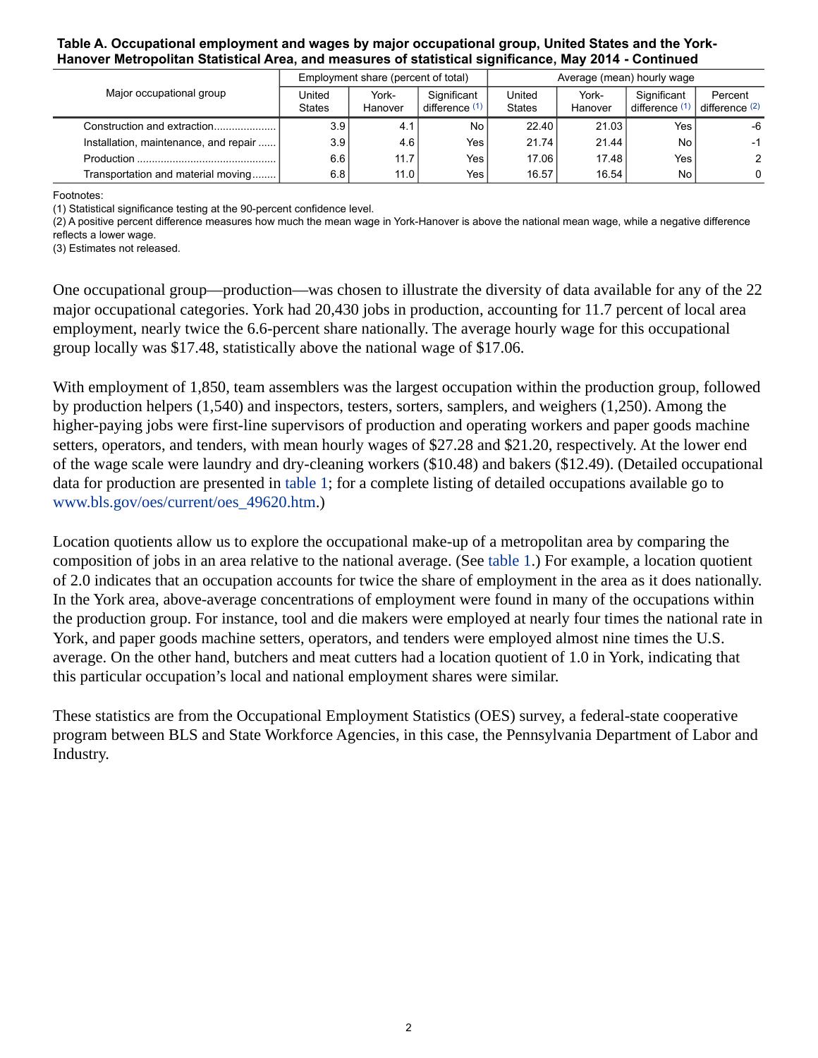**Table A. Occupational employment and wages by major occupational group, United States and the York-Hanover Metropolitan Statistical Area, and measures of statistical significance, May 2014 - Continued**

| Major occupational group | Employment share (percent of total) | | | Average (mean) hourly wage | | | |
|---|---|---|---|---|---|---|---|
| | United States | York-Hanover | Significant difference (1) | United States | York-Hanover | Significant difference (1) | Percent difference (2) |
| Construction and extraction | 3.9 | 4.1 | No | 22.40 | 21.03 | Yes | -6 |
| Installation, maintenance, and repair | 3.9 | 4.6 | Yes | 21.74 | 21.44 | No | -1 |
| Production | 6.6 | 11.7 | Yes | 17.06 | 17.48 | Yes | 2 |
| Transportation and material moving | 6.8 | 11.0 | Yes | 16.57 | 16.54 | No | 0 |

Footnotes:
(1) Statistical significance testing at the 90-percent confidence level.
(2) A positive percent difference measures how much the mean wage in York-Hanover is above the national mean wage, while a negative difference reflects a lower wage.
(3) Estimates not released.

One occupational group—production—was chosen to illustrate the diversity of data available for any of the 22 major occupational categories. York had 20,430 jobs in production, accounting for 11.7 percent of local area employment, nearly twice the 6.6-percent share nationally. The average hourly wage for this occupational group locally was $17.48, statistically above the national wage of $17.06.

With employment of 1,850, team assemblers was the largest occupation within the production group, followed by production helpers (1,540) and inspectors, testers, sorters, samplers, and weighers (1,250). Among the higher-paying jobs were first-line supervisors of production and operating workers and paper goods machine setters, operators, and tenders, with mean hourly wages of $27.28 and $21.20, respectively. At the lower end of the wage scale were laundry and dry-cleaning workers ($10.48) and bakers ($12.49). (Detailed occupational data for production are presented in table 1; for a complete listing of detailed occupations available go to www.bls.gov/oes/current/oes_49620.htm.)

Location quotients allow us to explore the occupational make-up of a metropolitan area by comparing the composition of jobs in an area relative to the national average. (See table 1.) For example, a location quotient of 2.0 indicates that an occupation accounts for twice the share of employment in the area as it does nationally. In the York area, above-average concentrations of employment were found in many of the occupations within the production group. For instance, tool and die makers were employed at nearly four times the national rate in York, and paper goods machine setters, operators, and tenders were employed almost nine times the U.S. average. On the other hand, butchers and meat cutters had a location quotient of 1.0 in York, indicating that this particular occupation's local and national employment shares were similar.

These statistics are from the Occupational Employment Statistics (OES) survey, a federal-state cooperative program between BLS and State Workforce Agencies, in this case, the Pennsylvania Department of Labor and Industry.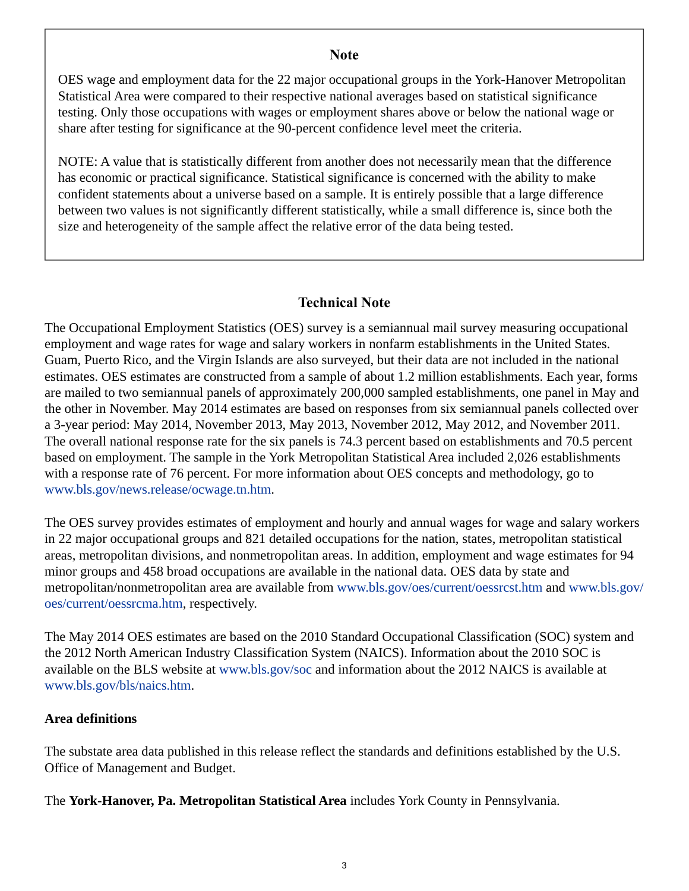## Note

OES wage and employment data for the 22 major occupational groups in the York-Hanover Metropolitan Statistical Area were compared to their respective national averages based on statistical significance testing. Only those occupations with wages or employment shares above or below the national wage or share after testing for significance at the 90-percent confidence level meet the criteria.

NOTE: A value that is statistically different from another does not necessarily mean that the difference has economic or practical significance. Statistical significance is concerned with the ability to make confident statements about a universe based on a sample. It is entirely possible that a large difference between two values is not significantly different statistically, while a small difference is, since both the size and heterogeneity of the sample affect the relative error of the data being tested.

## Technical Note

The Occupational Employment Statistics (OES) survey is a semiannual mail survey measuring occupational employment and wage rates for wage and salary workers in nonfarm establishments in the United States. Guam, Puerto Rico, and the Virgin Islands are also surveyed, but their data are not included in the national estimates. OES estimates are constructed from a sample of about 1.2 million establishments. Each year, forms are mailed to two semiannual panels of approximately 200,000 sampled establishments, one panel in May and the other in November. May 2014 estimates are based on responses from six semiannual panels collected over a 3-year period: May 2014, November 2013, May 2013, November 2012, May 2012, and November 2011. The overall national response rate for the six panels is 74.3 percent based on establishments and 70.5 percent based on employment. The sample in the York Metropolitan Statistical Area included 2,026 establishments with a response rate of 76 percent. For more information about OES concepts and methodology, go to www.bls.gov/news.release/ocwage.tn.htm.

The OES survey provides estimates of employment and hourly and annual wages for wage and salary workers in 22 major occupational groups and 821 detailed occupations for the nation, states, metropolitan statistical areas, metropolitan divisions, and nonmetropolitan areas. In addition, employment and wage estimates for 94 minor groups and 458 broad occupations are available in the national data. OES data by state and metropolitan/nonmetropolitan area are available from www.bls.gov/oes/current/oessrcst.htm and www.bls.gov/oes/current/oessrcma.htm, respectively.

The May 2014 OES estimates are based on the 2010 Standard Occupational Classification (SOC) system and the 2012 North American Industry Classification System (NAICS). Information about the 2010 SOC is available on the BLS website at www.bls.gov/soc and information about the 2012 NAICS is available at www.bls.gov/bls/naics.htm.

### Area definitions

The substate area data published in this release reflect the standards and definitions established by the U.S. Office of Management and Budget.

The **York-Hanover, Pa. Metropolitan Statistical Area** includes York County in Pennsylvania.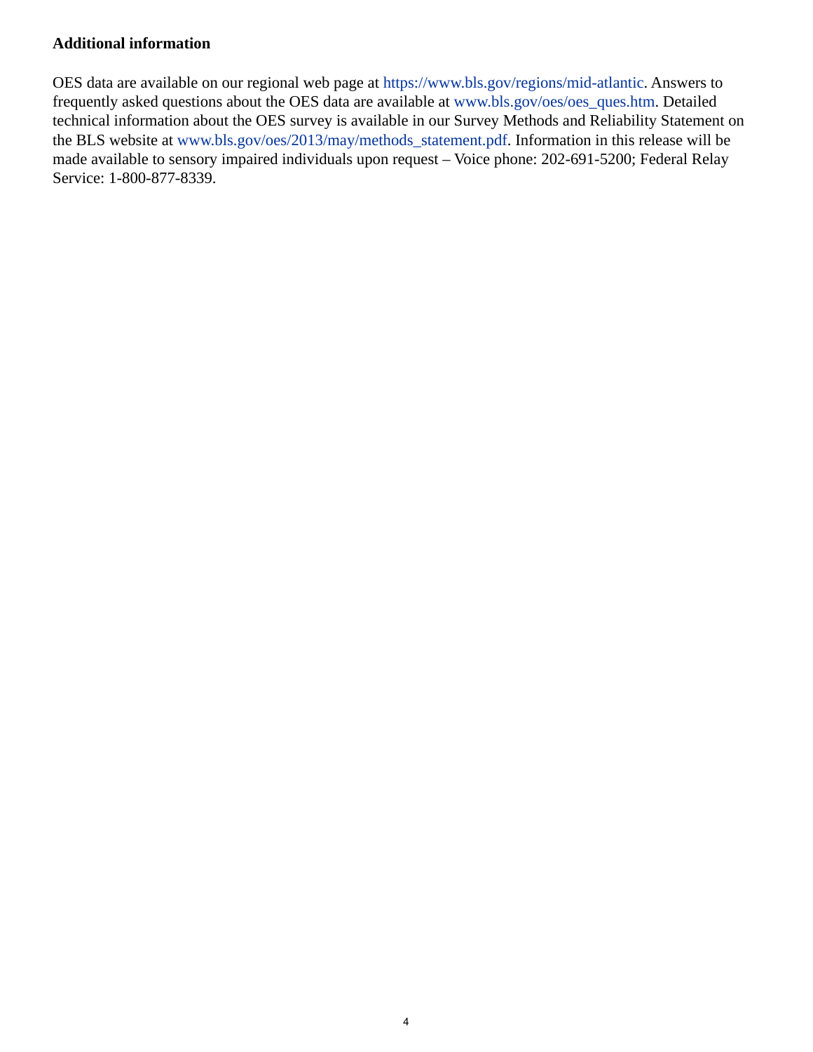**Additional information**

OES data are available on our regional web page at https://www.bls.gov/regions/mid-atlantic. Answers to frequently asked questions about the OES data are available at www.bls.gov/oes/oes_ques.htm. Detailed technical information about the OES survey is available in our Survey Methods and Reliability Statement on the BLS website at www.bls.gov/oes/2013/may/methods_statement.pdf. Information in this release will be made available to sensory impaired individuals upon request – Voice phone: 202-691-5200; Federal Relay Service: 1-800-877-8339.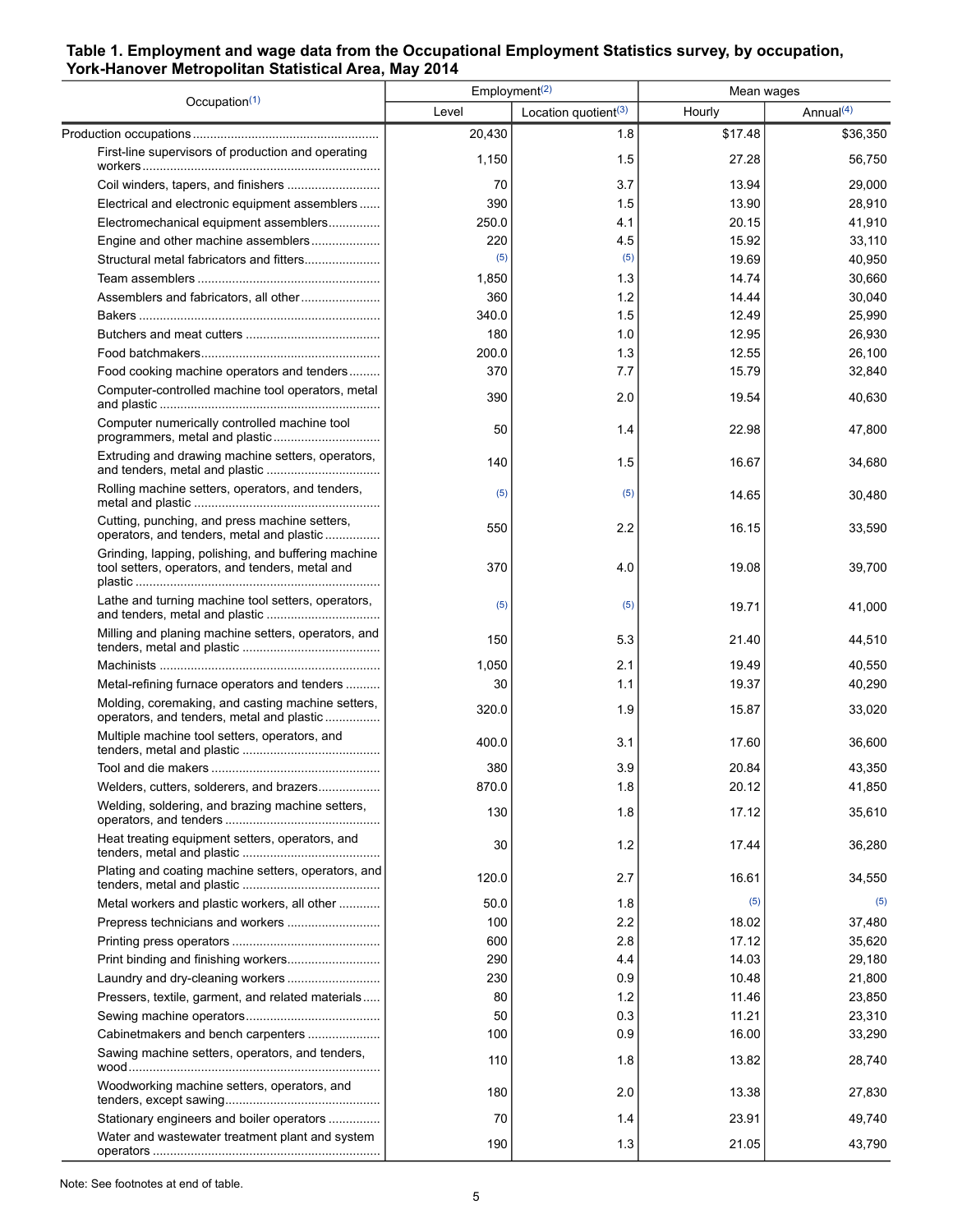# Table 1. Employment and wage data from the Occupational Employment Statistics survey, by occupation, York-Hanover Metropolitan Statistical Area, May 2014

| Occupation(1) | Employment(2) | | Mean wages | |
|---|---|---|---|---|
| | Level | Location quotient(3) | Hourly | Annual(4) |
| Production occupations | 20,430 | 1.8 | $17.48 | $36,350 |
| First-line supervisors of production and operating workers | 1,150 | 1.5 | 27.28 | 56,750 |
| Coil winders, tapers, and finishers | 70 | 3.7 | 13.94 | 29,000 |
| Electrical and electronic equipment assemblers | 390 | 1.5 | 13.90 | 28,910 |
| Electromechanical equipment assemblers | 250.0 | 4.1 | 20.15 | 41,910 |
| Engine and other machine assemblers | 220 | 4.5 | 15.92 | 33,110 |
| Structural metal fabricators and fitters | (5) | (5) | 19.69 | 40,950 |
| Team assemblers | 1,850 | 1.3 | 14.74 | 30,660 |
| Assemblers and fabricators, all other | 360 | 1.2 | 14.44 | 30,040 |
| Bakers | 340.0 | 1.5 | 12.49 | 25,990 |
| Butchers and meat cutters | 180 | 1.0 | 12.95 | 26,930 |
| Food batchmakers | 200.0 | 1.3 | 12.55 | 26,100 |
| Food cooking machine operators and tenders | 370 | 7.7 | 15.79 | 32,840 |
| Computer-controlled machine tool operators, metal and plastic | 390 | 2.0 | 19.54 | 40,630 |
| Computer numerically controlled machine tool programmers, metal and plastic | 50 | 1.4 | 22.98 | 47,800 |
| Extruding and drawing machine setters, operators, and tenders, metal and plastic | 140 | 1.5 | 16.67 | 34,680 |
| Rolling machine setters, operators, and tenders, metal and plastic | (5) | (5) | 14.65 | 30,480 |
| Cutting, punching, and press machine setters, operators, and tenders, metal and plastic | 550 | 2.2 | 16.15 | 33,590 |
| Grinding, lapping, polishing, and buffering machine tool setters, operators, and tenders, metal and plastic | 370 | 4.0 | 19.08 | 39,700 |
| Lathe and turning machine tool setters, operators, and tenders, metal and plastic | (5) | (5) | 19.71 | 41,000 |
| Milling and planing machine setters, operators, and tenders, metal and plastic | 150 | 5.3 | 21.40 | 44,510 |
| Machinists | 1,050 | 2.1 | 19.49 | 40,550 |
| Metal-refining furnace operators and tenders | 30 | 1.1 | 19.37 | 40,290 |
| Molding, coremaking, and casting machine setters, operators, and tenders, metal and plastic | 320.0 | 1.9 | 15.87 | 33,020 |
| Multiple machine tool setters, operators, and tenders, metal and plastic | 400.0 | 3.1 | 17.60 | 36,600 |
| Tool and die makers | 380 | 3.9 | 20.84 | 43,350 |
| Welders, cutters, solderers, and brazers | 870.0 | 1.8 | 20.12 | 41,850 |
| Welding, soldering, and brazing machine setters, operators, and tenders | 130 | 1.8 | 17.12 | 35,610 |
| Heat treating equipment setters, operators, and tenders, metal and plastic | 30 | 1.2 | 17.44 | 36,280 |
| Plating and coating machine setters, operators, and tenders, metal and plastic | 120.0 | 2.7 | 16.61 | 34,550 |
| Metal workers and plastic workers, all other | 50.0 | 1.8 | (5) | (5) |
| Prepress technicians and workers | 100 | 2.2 | 18.02 | 37,480 |
| Printing press operators | 600 | 2.8 | 17.12 | 35,620 |
| Print binding and finishing workers | 290 | 4.4 | 14.03 | 29,180 |
| Laundry and dry-cleaning workers | 230 | 0.9 | 10.48 | 21,800 |
| Pressers, textile, garment, and related materials | 80 | 1.2 | 11.46 | 23,850 |
| Sewing machine operators | 50 | 0.3 | 11.21 | 23,310 |
| Cabinetmakers and bench carpenters | 100 | 0.9 | 16.00 | 33,290 |
| Sawing machine setters, operators, and tenders, wood | 110 | 1.8 | 13.82 | 28,740 |
| Woodworking machine setters, operators, and tenders, except sawing | 180 | 2.0 | 13.38 | 27,830 |
| Stationary engineers and boiler operators | 70 | 1.4 | 23.91 | 49,740 |
| Water and wastewater treatment plant and system operators | 190 | 1.3 | 21.05 | 43,790 |

Note: See footnotes at end of table.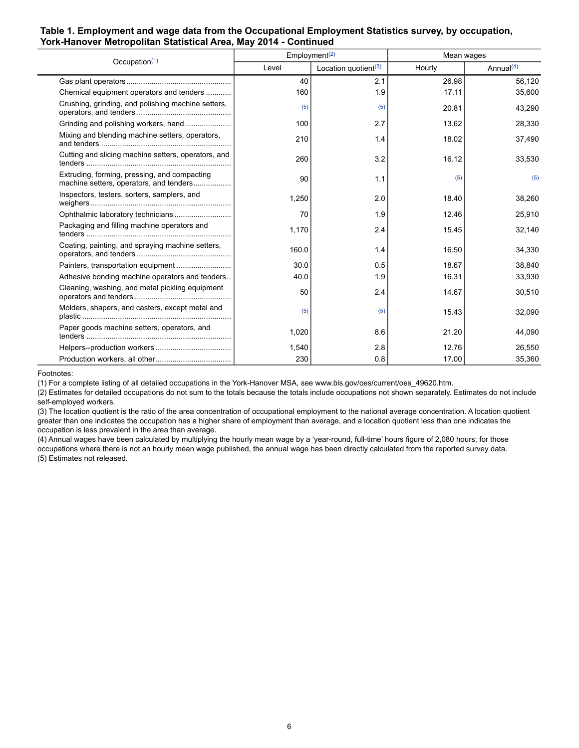**Table 1. Employment and wage data from the Occupational Employment Statistics survey, by occupation, York-Hanover Metropolitan Statistical Area, May 2014 - Continued**

| Occupation(1) | Employment(2) | | Mean wages | |
|---|---|---|---|---|
| | Level | Location quotient(3) | Hourly | Annual(4) |
| Gas plant operators | 40 | 2.1 | 26.98 | 56,120 |
| Chemical equipment operators and tenders | 160 | 1.9 | 17.11 | 35,600 |
| Crushing, grinding, and polishing machine setters, operators, and tenders | (5) | (5) | 20.81 | 43,290 |
| Grinding and polishing workers, hand | 100 | 2.7 | 13.62 | 28,330 |
| Mixing and blending machine setters, operators, and tenders | 210 | 1.4 | 18.02 | 37,490 |
| Cutting and slicing machine setters, operators, and tenders | 260 | 3.2 | 16.12 | 33,530 |
| Extruding, forming, pressing, and compacting machine setters, operators, and tenders | 90 | 1.1 | (5) | (5) |
| Inspectors, testers, sorters, samplers, and weighers | 1,250 | 2.0 | 18.40 | 38,260 |
| Ophthalmic laboratory technicians | 70 | 1.9 | 12.46 | 25,910 |
| Packaging and filling machine operators and tenders | 1,170 | 2.4 | 15.45 | 32,140 |
| Coating, painting, and spraying machine setters, operators, and tenders | 160.0 | 1.4 | 16.50 | 34,330 |
| Painters, transportation equipment | 30.0 | 0.5 | 18.67 | 38,840 |
| Adhesive bonding machine operators and tenders | 40.0 | 1.9 | 16.31 | 33,930 |
| Cleaning, washing, and metal pickling equipment operators and tenders | 50 | 2.4 | 14.67 | 30,510 |
| Molders, shapers, and casters, except metal and plastic | (5) | (5) | 15.43 | 32,090 |
| Paper goods machine setters, operators, and tenders | 1,020 | 8.6 | 21.20 | 44,090 |
| Helpers--production workers | 1,540 | 2.8 | 12.76 | 26,550 |
| Production workers, all other | 230 | 0.8 | 17.00 | 35,360 |

Footnotes:
(1) For a complete listing of all detailed occupations in the York-Hanover MSA, see www.bls.gov/oes/current/oes_49620.htm.
(2) Estimates for detailed occupations do not sum to the totals because the totals include occupations not shown separately. Estimates do not include self-employed workers.
(3) The location quotient is the ratio of the area concentration of occupational employment to the national average concentration. A location quotient greater than one indicates the occupation has a higher share of employment than average, and a location quotient less than one indicates the occupation is less prevalent in the area than average.
(4) Annual wages have been calculated by multiplying the hourly mean wage by a 'year-round, full-time' hours figure of 2,080 hours; for those occupations where there is not an hourly mean wage published, the annual wage has been directly calculated from the reported survey data.
(5) Estimates not released.